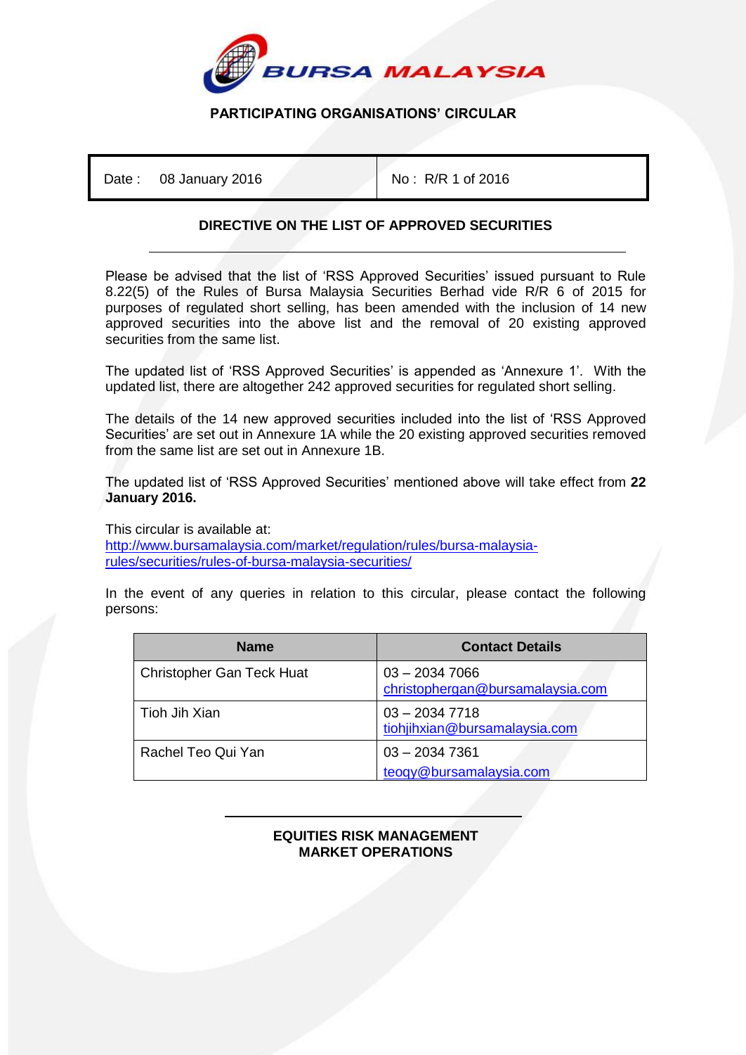BURSA MALAYSIA

## PARTICIPATING ORGANISATIONS' CIRCULAR

| Date : 08 January 2016 | No : R/R 1 of 2016 |
|---|---|

### DIRECTIVE ON THE LIST OF APPROVED SECURITIES

Please be advised that the list of 'RSS Approved Securities' issued pursuant to Rule 8.22(5) of the Rules of Bursa Malaysia Securities Berhad vide R/R 6 of 2015 for purposes of regulated short selling, has been amended with the inclusion of 14 new approved securities into the above list and the removal of 20 existing approved securities from the same list.

The updated list of 'RSS Approved Securities' is appended as 'Annexure 1'. With the updated list, there are altogether 242 approved securities for regulated short selling.

The details of the 14 new approved securities included into the list of 'RSS Approved Securities' are set out in Annexure 1A while the 20 existing approved securities removed from the same list are set out in Annexure 1B.

The updated list of 'RSS Approved Securities' mentioned above will take effect from **22 January 2016.**

This circular is available at:
http://www.bursamalaysia.com/market/regulation/rules/bursa-malaysia-rules/securities/rules-of-bursa-malaysia-securities/

In the event of any queries in relation to this circular, please contact the following persons:

| Name | Contact Details |
|---|---|
| Christopher Gan Teck Huat | 03 – 2034 7066<br>christophergan@bursamalaysia.com |
| Tioh Jih Xian | 03 – 2034 7718<br>tiohjihxian@bursamalaysia.com |
| Rachel Teo Qui Yan | 03 – 2034 7361<br>teoqy@bursamalaysia.com |

**EQUITIES RISK MANAGEMENT**
**MARKET OPERATIONS**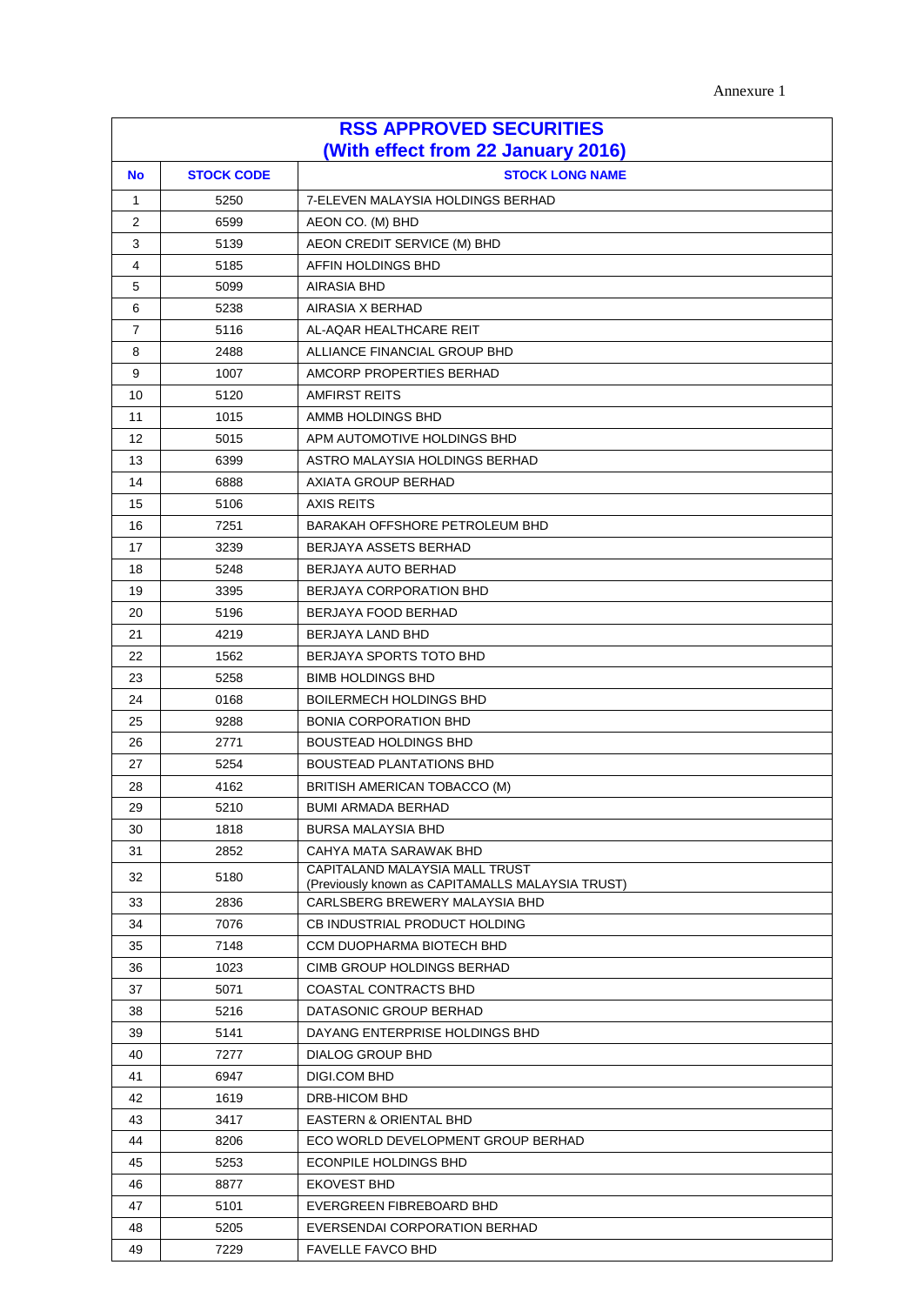Annexure 1

| RSS APPROVED SECURITIES (With effect from 22 January 2016) | | |
|---|---|---|
| **No** | **STOCK CODE** | **STOCK LONG NAME** |
| 1 | 5250 | 7-ELEVEN MALAYSIA HOLDINGS BERHAD |
| 2 | 6599 | AEON CO. (M) BHD |
| 3 | 5139 | AEON CREDIT SERVICE (M) BHD |
| 4 | 5185 | AFFIN HOLDINGS BHD |
| 5 | 5099 | AIRASIA BHD |
| 6 | 5238 | AIRASIA X BERHAD |
| 7 | 5116 | AL-AQAR HEALTHCARE REIT |
| 8 | 2488 | ALLIANCE FINANCIAL GROUP BHD |
| 9 | 1007 | AMCORP PROPERTIES BERHAD |
| 10 | 5120 | AMFIRST REITS |
| 11 | 1015 | AMMB HOLDINGS BHD |
| 12 | 5015 | APM AUTOMOTIVE HOLDINGS BHD |
| 13 | 6399 | ASTRO MALAYSIA HOLDINGS BERHAD |
| 14 | 6888 | AXIATA GROUP BERHAD |
| 15 | 5106 | AXIS REITS |
| 16 | 7251 | BARAKAH OFFSHORE PETROLEUM BHD |
| 17 | 3239 | BERJAYA ASSETS BERHAD |
| 18 | 5248 | BERJAYA AUTO BERHAD |
| 19 | 3395 | BERJAYA CORPORATION BHD |
| 20 | 5196 | BERJAYA FOOD BERHAD |
| 21 | 4219 | BERJAYA LAND BHD |
| 22 | 1562 | BERJAYA SPORTS TOTO BHD |
| 23 | 5258 | BIMB HOLDINGS BHD |
| 24 | 0168 | BOILERMECH HOLDINGS BHD |
| 25 | 9288 | BONIA CORPORATION BHD |
| 26 | 2771 | BOUSTEAD HOLDINGS BHD |
| 27 | 5254 | BOUSTEAD PLANTATIONS BHD |
| 28 | 4162 | BRITISH AMERICAN TOBACCO (M) |
| 29 | 5210 | BUMI ARMADA BERHAD |
| 30 | 1818 | BURSA MALAYSIA BHD |
| 31 | 2852 | CAHYA MATA SARAWAK BHD |
| 32 | 5180 | CAPITALAND MALAYSIA MALL TRUST (Previously known as CAPITAMALLS MALAYSIA TRUST) |
| 33 | 2836 | CARLSBERG BREWERY MALAYSIA BHD |
| 34 | 7076 | CB INDUSTRIAL PRODUCT HOLDING |
| 35 | 7148 | CCM DUOPHARMA BIOTECH BHD |
| 36 | 1023 | CIMB GROUP HOLDINGS BERHAD |
| 37 | 5071 | COASTAL CONTRACTS BHD |
| 38 | 5216 | DATASONIC GROUP BERHAD |
| 39 | 5141 | DAYANG ENTERPRISE HOLDINGS BHD |
| 40 | 7277 | DIALOG GROUP BHD |
| 41 | 6947 | DIGI.COM BHD |
| 42 | 1619 | DRB-HICOM BHD |
| 43 | 3417 | EASTERN & ORIENTAL BHD |
| 44 | 8206 | ECO WORLD DEVELOPMENT GROUP BERHAD |
| 45 | 5253 | ECONPILE HOLDINGS BHD |
| 46 | 8877 | EKOVEST BHD |
| 47 | 5101 | EVERGREEN FIBREBOARD BHD |
| 48 | 5205 | EVERSENDAI CORPORATION BERHAD |
| 49 | 7229 | FAVELLE FAVCO BHD |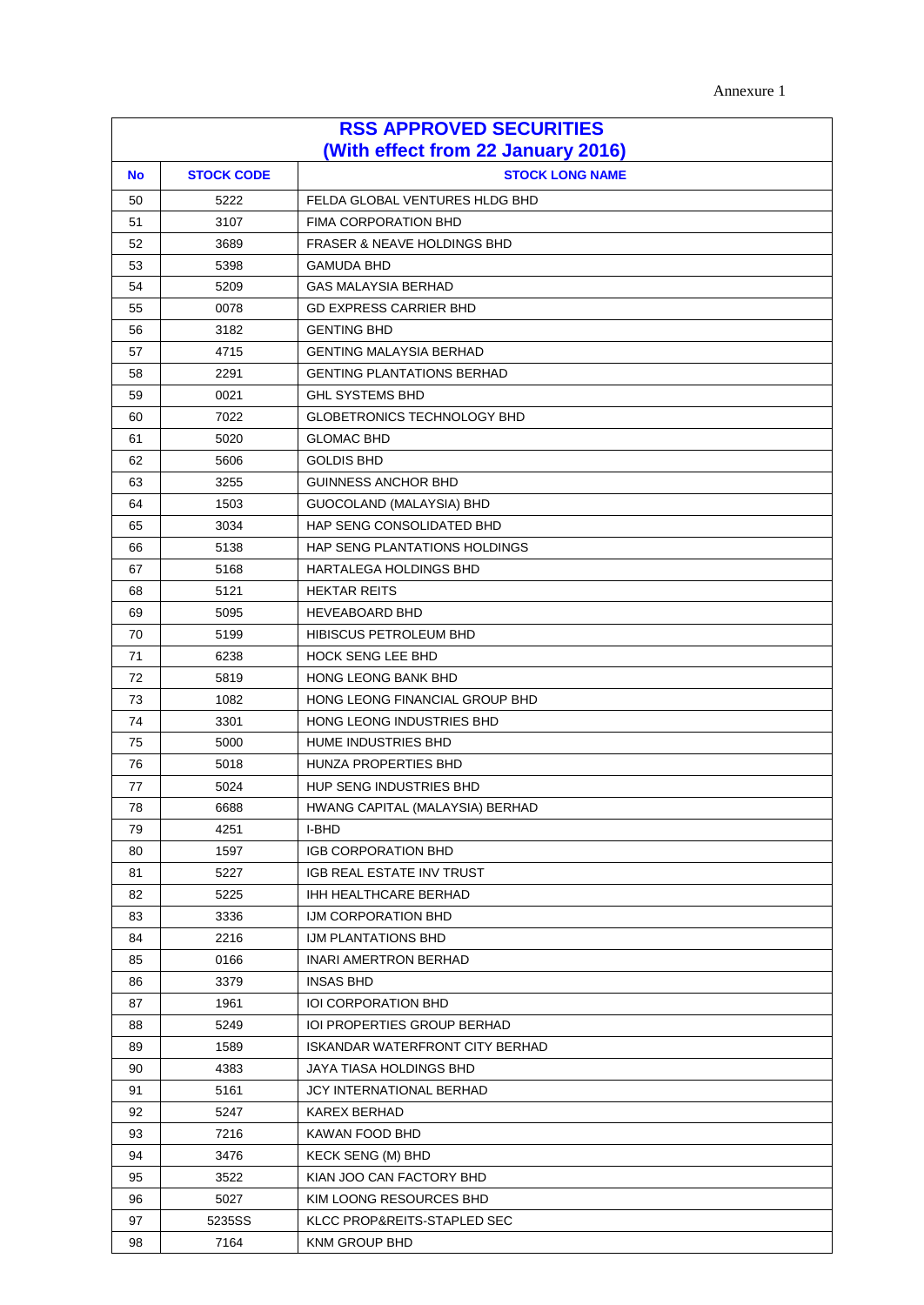Annexure 1

| RSS APPROVED SECURITIES (With effect from 22 January 2016) | | |
|---|---|---|
| **No** | **STOCK CODE** | **STOCK LONG NAME** |
| 50 | 5222 | FELDA GLOBAL VENTURES HLDG BHD |
| 51 | 3107 | FIMA CORPORATION BHD |
| 52 | 3689 | FRASER & NEAVE HOLDINGS BHD |
| 53 | 5398 | GAMUDA BHD |
| 54 | 5209 | GAS MALAYSIA BERHAD |
| 55 | 0078 | GD EXPRESS CARRIER BHD |
| 56 | 3182 | GENTING BHD |
| 57 | 4715 | GENTING MALAYSIA BERHAD |
| 58 | 2291 | GENTING PLANTATIONS BERHAD |
| 59 | 0021 | GHL SYSTEMS BHD |
| 60 | 7022 | GLOBETRONICS TECHNOLOGY BHD |
| 61 | 5020 | GLOMAC BHD |
| 62 | 5606 | GOLDIS BHD |
| 63 | 3255 | GUINNESS ANCHOR BHD |
| 64 | 1503 | GUOCOLAND (MALAYSIA) BHD |
| 65 | 3034 | HAP SENG CONSOLIDATED BHD |
| 66 | 5138 | HAP SENG PLANTATIONS HOLDINGS |
| 67 | 5168 | HARTALEGA HOLDINGS BHD |
| 68 | 5121 | HEKTAR REITS |
| 69 | 5095 | HEVEABOARD BHD |
| 70 | 5199 | HIBISCUS PETROLEUM BHD |
| 71 | 6238 | HOCK SENG LEE BHD |
| 72 | 5819 | HONG LEONG BANK BHD |
| 73 | 1082 | HONG LEONG FINANCIAL GROUP BHD |
| 74 | 3301 | HONG LEONG INDUSTRIES BHD |
| 75 | 5000 | HUME INDUSTRIES BHD |
| 76 | 5018 | HUNZA PROPERTIES BHD |
| 77 | 5024 | HUP SENG INDUSTRIES BHD |
| 78 | 6688 | HWANG CAPITAL (MALAYSIA) BERHAD |
| 79 | 4251 | I-BHD |
| 80 | 1597 | IGB CORPORATION BHD |
| 81 | 5227 | IGB REAL ESTATE INV TRUST |
| 82 | 5225 | IHH HEALTHCARE BERHAD |
| 83 | 3336 | IJM CORPORATION BHD |
| 84 | 2216 | IJM PLANTATIONS BHD |
| 85 | 0166 | INARI AMERTRON BERHAD |
| 86 | 3379 | INSAS BHD |
| 87 | 1961 | IOI CORPORATION BHD |
| 88 | 5249 | IOI PROPERTIES GROUP BERHAD |
| 89 | 1589 | ISKANDAR WATERFRONT CITY BERHAD |
| 90 | 4383 | JAYA TIASA HOLDINGS BHD |
| 91 | 5161 | JCY INTERNATIONAL BERHAD |
| 92 | 5247 | KAREX BERHAD |
| 93 | 7216 | KAWAN FOOD BHD |
| 94 | 3476 | KECK SENG (M) BHD |
| 95 | 3522 | KIAN JOO CAN FACTORY BHD |
| 96 | 5027 | KIM LOONG RESOURCES BHD |
| 97 | 5235SS | KLCC PROP&REITS-STAPLED SEC |
| 98 | 7164 | KNM GROUP BHD |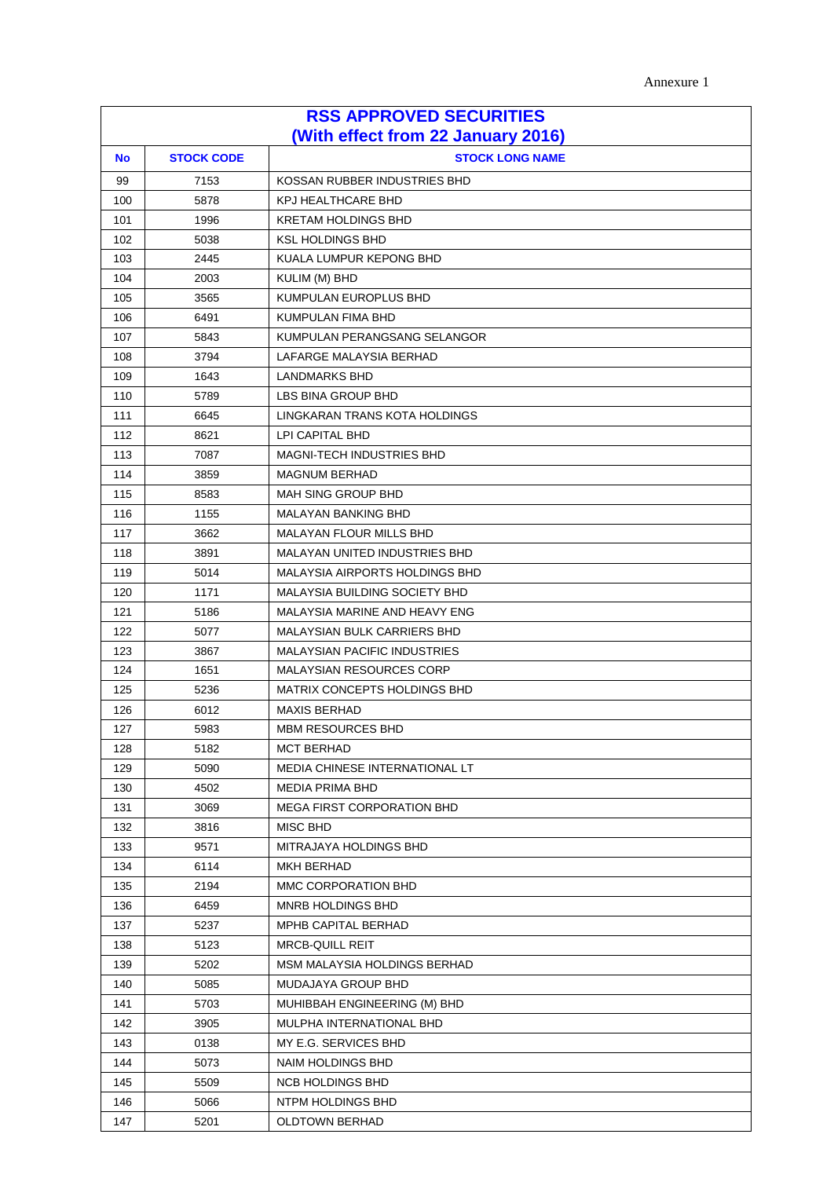Annexure 1

| RSS APPROVED SECURITIES (With effect from 22 January 2016) | | |
|---|---|---|
| **No** | **STOCK CODE** | **STOCK LONG NAME** |
| 99 | 7153 | KOSSAN RUBBER INDUSTRIES BHD |
| 100 | 5878 | KPJ HEALTHCARE BHD |
| 101 | 1996 | KRETAM HOLDINGS BHD |
| 102 | 5038 | KSL HOLDINGS BHD |
| 103 | 2445 | KUALA LUMPUR KEPONG BHD |
| 104 | 2003 | KULIM (M) BHD |
| 105 | 3565 | KUMPULAN EUROPLUS BHD |
| 106 | 6491 | KUMPULAN FIMA BHD |
| 107 | 5843 | KUMPULAN PERANGSANG SELANGOR |
| 108 | 3794 | LAFARGE MALAYSIA BERHAD |
| 109 | 1643 | LANDMARKS BHD |
| 110 | 5789 | LBS BINA GROUP BHD |
| 111 | 6645 | LINGKARAN TRANS KOTA HOLDINGS |
| 112 | 8621 | LPI CAPITAL BHD |
| 113 | 7087 | MAGNI-TECH INDUSTRIES BHD |
| 114 | 3859 | MAGNUM BERHAD |
| 115 | 8583 | MAH SING GROUP BHD |
| 116 | 1155 | MALAYAN BANKING BHD |
| 117 | 3662 | MALAYAN FLOUR MILLS BHD |
| 118 | 3891 | MALAYAN UNITED INDUSTRIES BHD |
| 119 | 5014 | MALAYSIA AIRPORTS HOLDINGS BHD |
| 120 | 1171 | MALAYSIA BUILDING SOCIETY BHD |
| 121 | 5186 | MALAYSIA MARINE AND HEAVY ENG |
| 122 | 5077 | MALAYSIAN BULK CARRIERS BHD |
| 123 | 3867 | MALAYSIAN PACIFIC INDUSTRIES |
| 124 | 1651 | MALAYSIAN RESOURCES CORP |
| 125 | 5236 | MATRIX CONCEPTS HOLDINGS BHD |
| 126 | 6012 | MAXIS BERHAD |
| 127 | 5983 | MBM RESOURCES BHD |
| 128 | 5182 | MCT BERHAD |
| 129 | 5090 | MEDIA CHINESE INTERNATIONAL LT |
| 130 | 4502 | MEDIA PRIMA BHD |
| 131 | 3069 | MEGA FIRST CORPORATION BHD |
| 132 | 3816 | MISC BHD |
| 133 | 9571 | MITRAJAYA HOLDINGS BHD |
| 134 | 6114 | MKH BERHAD |
| 135 | 2194 | MMC CORPORATION BHD |
| 136 | 6459 | MNRB HOLDINGS BHD |
| 137 | 5237 | MPHB CAPITAL BERHAD |
| 138 | 5123 | MRCB-QUILL REIT |
| 139 | 5202 | MSM MALAYSIA HOLDINGS BERHAD |
| 140 | 5085 | MUDAJAYA GROUP BHD |
| 141 | 5703 | MUHIBBAH ENGINEERING (M) BHD |
| 142 | 3905 | MULPHA INTERNATIONAL BHD |
| 143 | 0138 | MY E.G. SERVICES BHD |
| 144 | 5073 | NAIM HOLDINGS BHD |
| 145 | 5509 | NCB HOLDINGS BHD |
| 146 | 5066 | NTPM HOLDINGS BHD |
| 147 | 5201 | OLDTOWN BERHAD |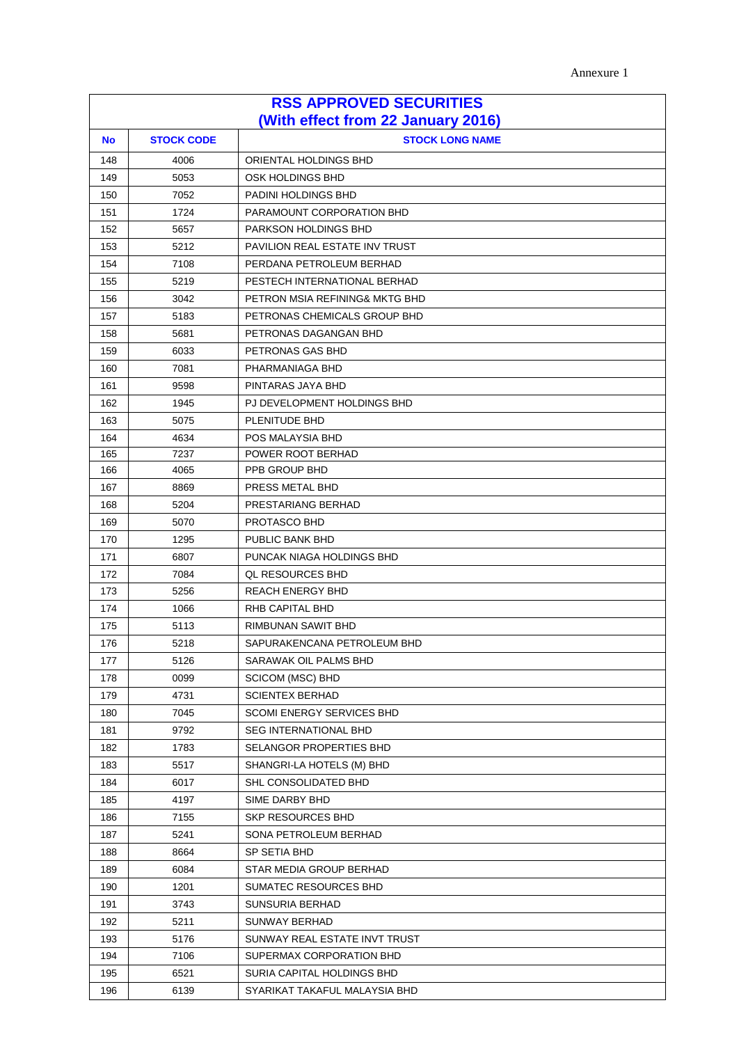Annexure 1

| RSS APPROVED SECURITIES (With effect from 22 January 2016) | | |
|---|---|---|
| **No** | **STOCK CODE** | **STOCK LONG NAME** |
| 148 | 4006 | ORIENTAL HOLDINGS BHD |
| 149 | 5053 | OSK HOLDINGS BHD |
| 150 | 7052 | PADINI HOLDINGS BHD |
| 151 | 1724 | PARAMOUNT CORPORATION BHD |
| 152 | 5657 | PARKSON HOLDINGS BHD |
| 153 | 5212 | PAVILION REAL ESTATE INV TRUST |
| 154 | 7108 | PERDANA PETROLEUM BERHAD |
| 155 | 5219 | PESTECH INTERNATIONAL BERHAD |
| 156 | 3042 | PETRON MSIA REFINING& MKTG BHD |
| 157 | 5183 | PETRONAS CHEMICALS GROUP BHD |
| 158 | 5681 | PETRONAS DAGANGAN BHD |
| 159 | 6033 | PETRONAS GAS BHD |
| 160 | 7081 | PHARMANIAGA BHD |
| 161 | 9598 | PINTARAS JAYA BHD |
| 162 | 1945 | PJ DEVELOPMENT HOLDINGS BHD |
| 163 | 5075 | PLENITUDE BHD |
| 164 | 4634 | POS MALAYSIA BHD |
| 165 | 7237 | POWER ROOT BERHAD |
| 166 | 4065 | PPB GROUP BHD |
| 167 | 8869 | PRESS METAL BHD |
| 168 | 5204 | PRESTARIANG BERHAD |
| 169 | 5070 | PROTASCO BHD |
| 170 | 1295 | PUBLIC BANK BHD |
| 171 | 6807 | PUNCAK NIAGA HOLDINGS BHD |
| 172 | 7084 | QL RESOURCES BHD |
| 173 | 5256 | REACH ENERGY BHD |
| 174 | 1066 | RHB CAPITAL BHD |
| 175 | 5113 | RIMBUNAN SAWIT BHD |
| 176 | 5218 | SAPURAKENCANA PETROLEUM BHD |
| 177 | 5126 | SARAWAK OIL PALMS BHD |
| 178 | 0099 | SCICOM (MSC) BHD |
| 179 | 4731 | SCIENTEX BERHAD |
| 180 | 7045 | SCOMI ENERGY SERVICES BHD |
| 181 | 9792 | SEG INTERNATIONAL BHD |
| 182 | 1783 | SELANGOR PROPERTIES BHD |
| 183 | 5517 | SHANGRI-LA HOTELS (M) BHD |
| 184 | 6017 | SHL CONSOLIDATED BHD |
| 185 | 4197 | SIME DARBY BHD |
| 186 | 7155 | SKP RESOURCES BHD |
| 187 | 5241 | SONA PETROLEUM BERHAD |
| 188 | 8664 | SP SETIA BHD |
| 189 | 6084 | STAR MEDIA GROUP BERHAD |
| 190 | 1201 | SUMATEC RESOURCES BHD |
| 191 | 3743 | SUNSURIA BERHAD |
| 192 | 5211 | SUNWAY BERHAD |
| 193 | 5176 | SUNWAY REAL ESTATE INVT TRUST |
| 194 | 7106 | SUPERMAX CORPORATION BHD |
| 195 | 6521 | SURIA CAPITAL HOLDINGS BHD |
| 196 | 6139 | SYARIKAT TAKAFUL MALAYSIA BHD |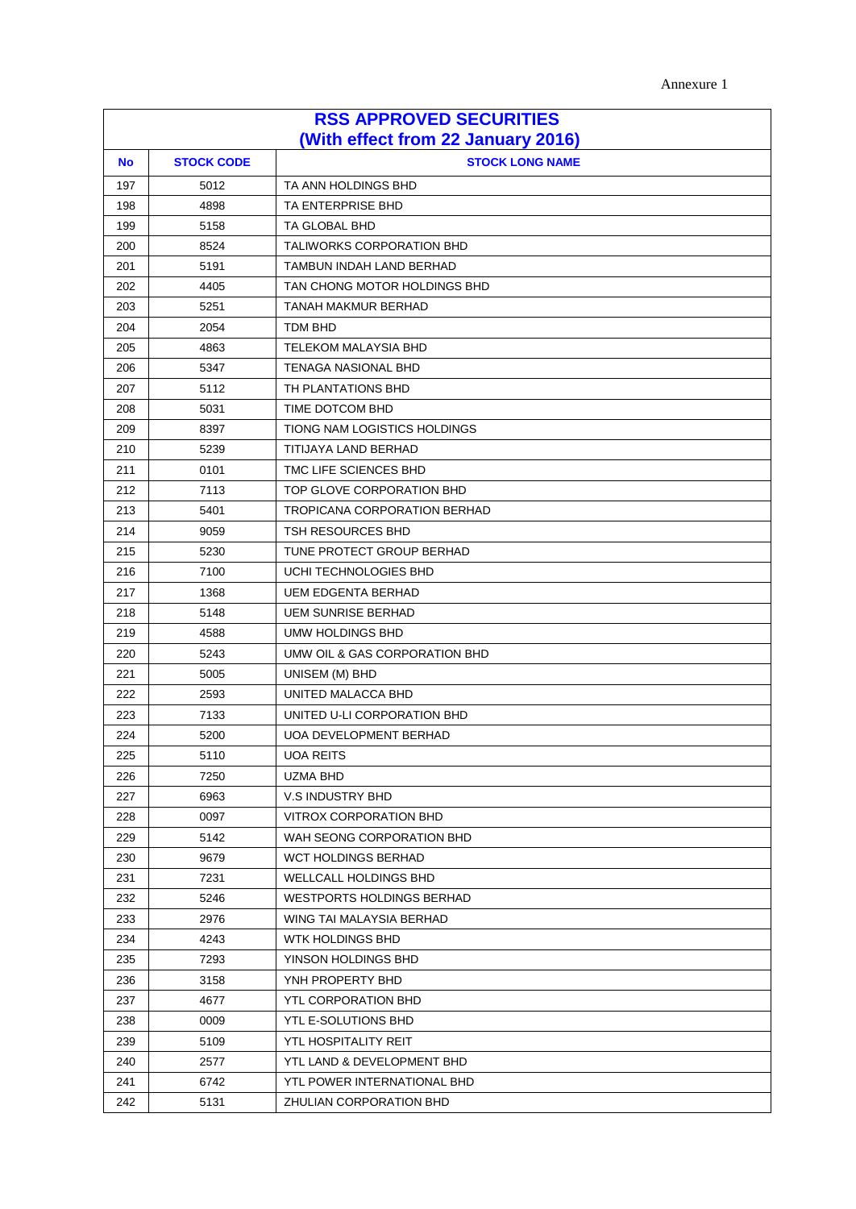Annexure 1

| RSS APPROVED SECURITIES (With effect from 22 January 2016) | | |
|---|---|---|
| **No** | **STOCK CODE** | **STOCK LONG NAME** |
| 197 | 5012 | TA ANN HOLDINGS BHD |
| 198 | 4898 | TA ENTERPRISE BHD |
| 199 | 5158 | TA GLOBAL BHD |
| 200 | 8524 | TALIWORKS CORPORATION BHD |
| 201 | 5191 | TAMBUN INDAH LAND BERHAD |
| 202 | 4405 | TAN CHONG MOTOR HOLDINGS BHD |
| 203 | 5251 | TANAH MAKMUR BERHAD |
| 204 | 2054 | TDM BHD |
| 205 | 4863 | TELEKOM MALAYSIA BHD |
| 206 | 5347 | TENAGA NASIONAL BHD |
| 207 | 5112 | TH PLANTATIONS BHD |
| 208 | 5031 | TIME DOTCOM BHD |
| 209 | 8397 | TIONG NAM LOGISTICS HOLDINGS |
| 210 | 5239 | TITIJAYA LAND BERHAD |
| 211 | 0101 | TMC LIFE SCIENCES BHD |
| 212 | 7113 | TOP GLOVE CORPORATION BHD |
| 213 | 5401 | TROPICANA CORPORATION BERHAD |
| 214 | 9059 | TSH RESOURCES BHD |
| 215 | 5230 | TUNE PROTECT GROUP BERHAD |
| 216 | 7100 | UCHI TECHNOLOGIES BHD |
| 217 | 1368 | UEM EDGENTA BERHAD |
| 218 | 5148 | UEM SUNRISE BERHAD |
| 219 | 4588 | UMW HOLDINGS BHD |
| 220 | 5243 | UMW OIL & GAS CORPORATION BHD |
| 221 | 5005 | UNISEM (M) BHD |
| 222 | 2593 | UNITED MALACCA BHD |
| 223 | 7133 | UNITED U-LI CORPORATION BHD |
| 224 | 5200 | UOA DEVELOPMENT BERHAD |
| 225 | 5110 | UOA REITS |
| 226 | 7250 | UZMA BHD |
| 227 | 6963 | V.S INDUSTRY BHD |
| 228 | 0097 | VITROX CORPORATION BHD |
| 229 | 5142 | WAH SEONG CORPORATION BHD |
| 230 | 9679 | WCT HOLDINGS BERHAD |
| 231 | 7231 | WELLCALL HOLDINGS BHD |
| 232 | 5246 | WESTPORTS HOLDINGS BERHAD |
| 233 | 2976 | WING TAI MALAYSIA BERHAD |
| 234 | 4243 | WTK HOLDINGS BHD |
| 235 | 7293 | YINSON HOLDINGS BHD |
| 236 | 3158 | YNH PROPERTY BHD |
| 237 | 4677 | YTL CORPORATION BHD |
| 238 | 0009 | YTL E-SOLUTIONS BHD |
| 239 | 5109 | YTL HOSPITALITY REIT |
| 240 | 2577 | YTL LAND & DEVELOPMENT BHD |
| 241 | 6742 | YTL POWER INTERNATIONAL BHD |
| 242 | 5131 | ZHULIAN CORPORATION BHD |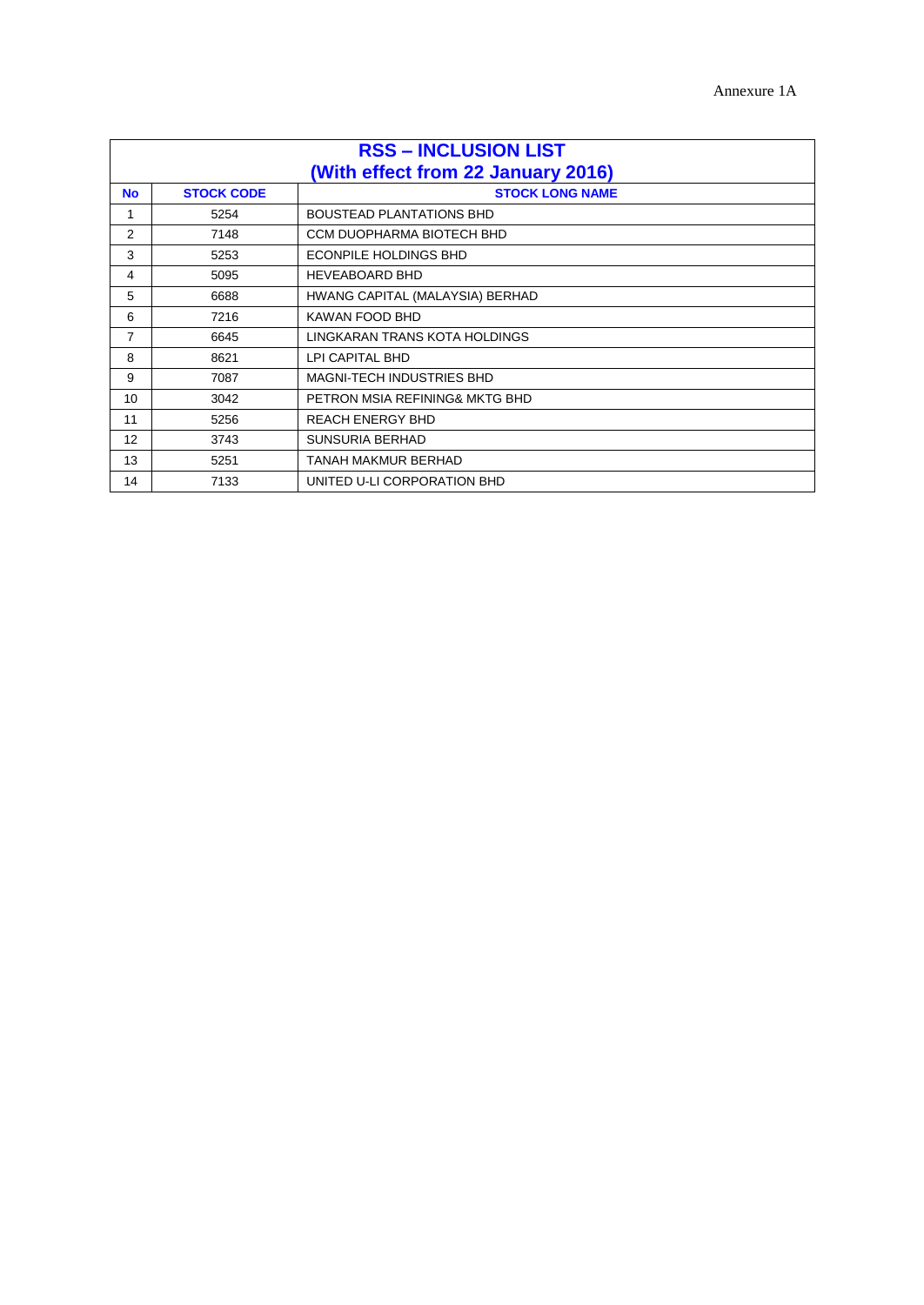Annexure 1A

| RSS – INCLUSION LIST (With effect from 22 January 2016) | | |
|---|---|---|
| **No** | **STOCK CODE** | **STOCK LONG NAME** |
| 1 | 5254 | BOUSTEAD PLANTATIONS BHD |
| 2 | 7148 | CCM DUOPHARMA BIOTECH BHD |
| 3 | 5253 | ECONPILE HOLDINGS BHD |
| 4 | 5095 | HEVEABOARD BHD |
| 5 | 6688 | HWANG CAPITAL (MALAYSIA) BERHAD |
| 6 | 7216 | KAWAN FOOD BHD |
| 7 | 6645 | LINGKARAN TRANS KOTA HOLDINGS |
| 8 | 8621 | LPI CAPITAL BHD |
| 9 | 7087 | MAGNI-TECH INDUSTRIES BHD |
| 10 | 3042 | PETRON MSIA REFINING& MKTG BHD |
| 11 | 5256 | REACH ENERGY BHD |
| 12 | 3743 | SUNSURIA BERHAD |
| 13 | 5251 | TANAH MAKMUR BERHAD |
| 14 | 7133 | UNITED U-LI CORPORATION BHD |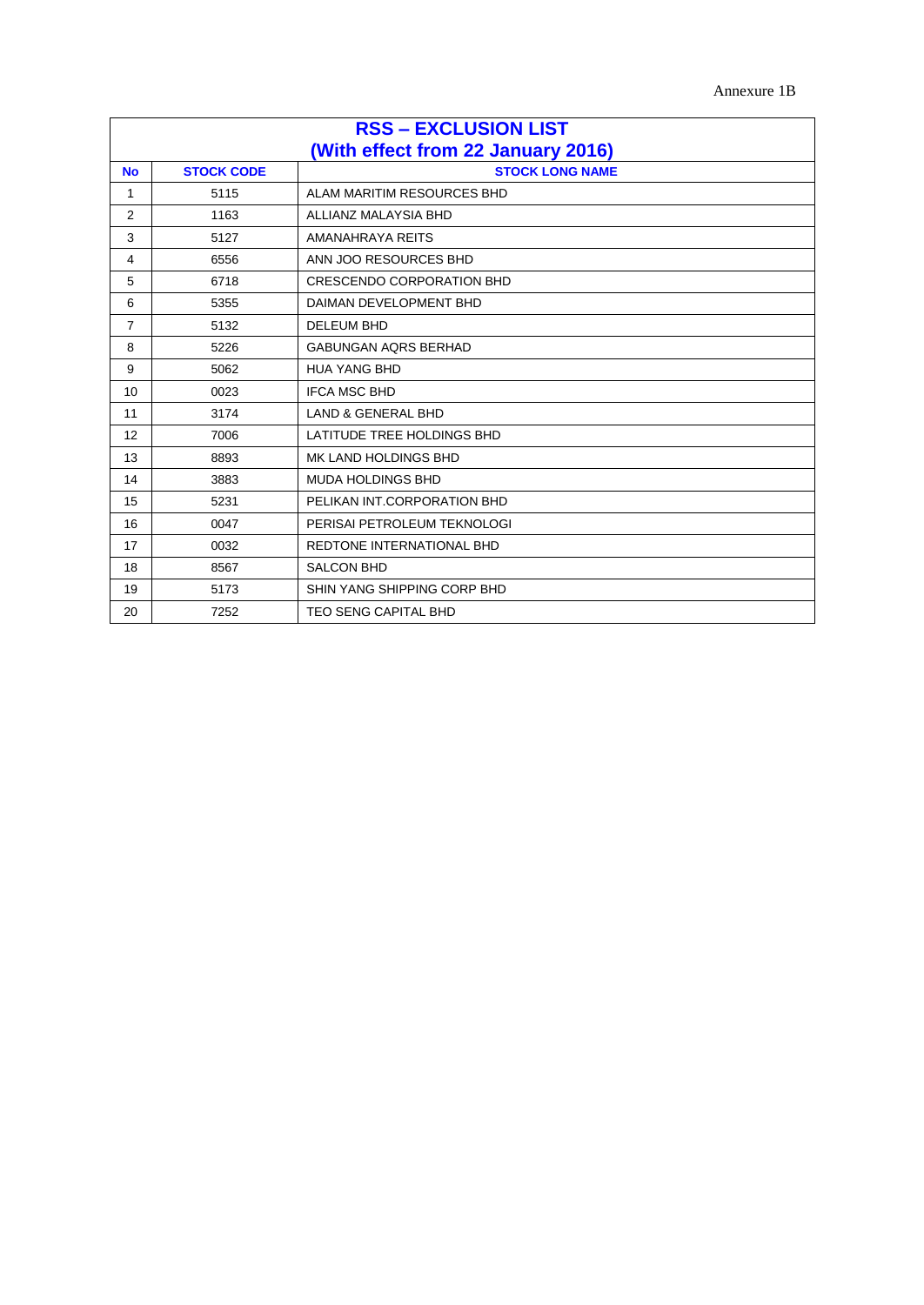Annexure 1B

| RSS – EXCLUSION LIST (With effect from 22 January 2016) | | |
|---|---|---|
| **No** | **STOCK CODE** | **STOCK LONG NAME** |
| 1 | 5115 | ALAM MARITIM RESOURCES BHD |
| 2 | 1163 | ALLIANZ MALAYSIA BHD |
| 3 | 5127 | AMANAHRAYA REITS |
| 4 | 6556 | ANN JOO RESOURCES BHD |
| 5 | 6718 | CRESCENDO CORPORATION BHD |
| 6 | 5355 | DAIMAN DEVELOPMENT BHD |
| 7 | 5132 | DELEUM BHD |
| 8 | 5226 | GABUNGAN AQRS BERHAD |
| 9 | 5062 | HUA YANG BHD |
| 10 | 0023 | IFCA MSC BHD |
| 11 | 3174 | LAND & GENERAL BHD |
| 12 | 7006 | LATITUDE TREE HOLDINGS BHD |
| 13 | 8893 | MK LAND HOLDINGS BHD |
| 14 | 3883 | MUDA HOLDINGS BHD |
| 15 | 5231 | PELIKAN INT.CORPORATION BHD |
| 16 | 0047 | PERISAI PETROLEUM TEKNOLOGI |
| 17 | 0032 | REDTONE INTERNATIONAL BHD |
| 18 | 8567 | SALCON BHD |
| 19 | 5173 | SHIN YANG SHIPPING CORP BHD |
| 20 | 7252 | TEO SENG CAPITAL BHD |